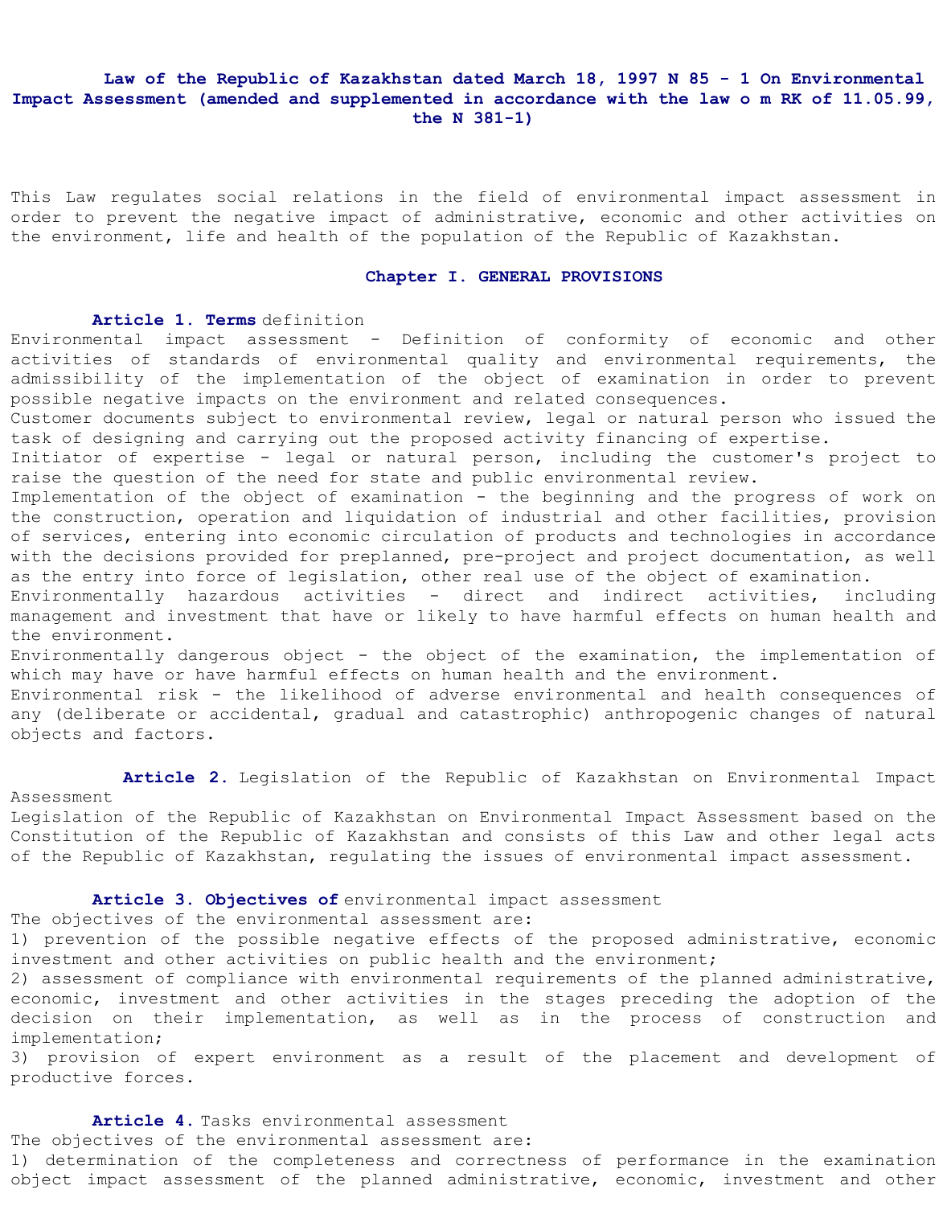# Law of the Republic of Kazakhstan dated March 18, 1997 N 85 - 1 On Environmental Impact Assessment (amended and supplemented in accordance with the law o m RK of 11.05.99, the N 381-1)

This Law regulates social relations in the field of environmental impact assessment in order to prevent the negative impact of administrative, economic and other activities on the environment, life and health of the population of the Republic of Kazakhstan.

## Chapter I. GENERAL PROVISIONS

**Article 1. Terms** definition

Environmental impact assessment - Definition of conformity of economic and other activities of standards of environmental quality and environmental requirements, the admissibility of the implementation of the object of examination in order to prevent possible negative impacts on the environment and related consequences.

Customer documents subject to environmental review, legal or natural person who issued the task of designing and carrying out the proposed activity financing of expertise.

Initiator of expertise - legal or natural person, including the customer's project to raise the question of the need for state and public environmental review.

Implementation of the object of examination - the beginning and the progress of work on the construction, operation and liquidation of industrial and other facilities, provision of services, entering into economic circulation of products and technologies in accordance with the decisions provided for preplanned, pre-project and project documentation, as well as the entry into force of legislation, other real use of the object of examination.

Environmentally hazardous activities - direct and indirect activities, including management and investment that have or likely to have harmful effects on human health and the environment.

Environmentally dangerous object - the object of the examination, the implementation of which may have or have harmful effects on human health and the environment.

Environmental risk - the likelihood of adverse environmental and health consequences of any (deliberate or accidental, gradual and catastrophic) anthropogenic changes of natural objects and factors.

**Article 2.** Legislation of the Republic of Kazakhstan on Environmental Impact Assessment

Legislation of the Republic of Kazakhstan on Environmental Impact Assessment based on the Constitution of the Republic of Kazakhstan and consists of this Law and other legal acts of the Republic of Kazakhstan, regulating the issues of environmental impact assessment.

**Article 3. Objectives of** environmental impact assessment

The objectives of the environmental assessment are:

1) prevention of the possible negative effects of the proposed administrative, economic investment and other activities on public health and the environment;

2) assessment of compliance with environmental requirements of the planned administrative, economic, investment and other activities in the stages preceding the adoption of the decision on their implementation, as well as in the process of construction and implementation;

3) provision of expert environment as a result of the placement and development of productive forces.

**Article 4.** Tasks environmental assessment

The objectives of the environmental assessment are:

1) determination of the completeness and correctness of performance in the examination object impact assessment of the planned administrative, economic, investment and other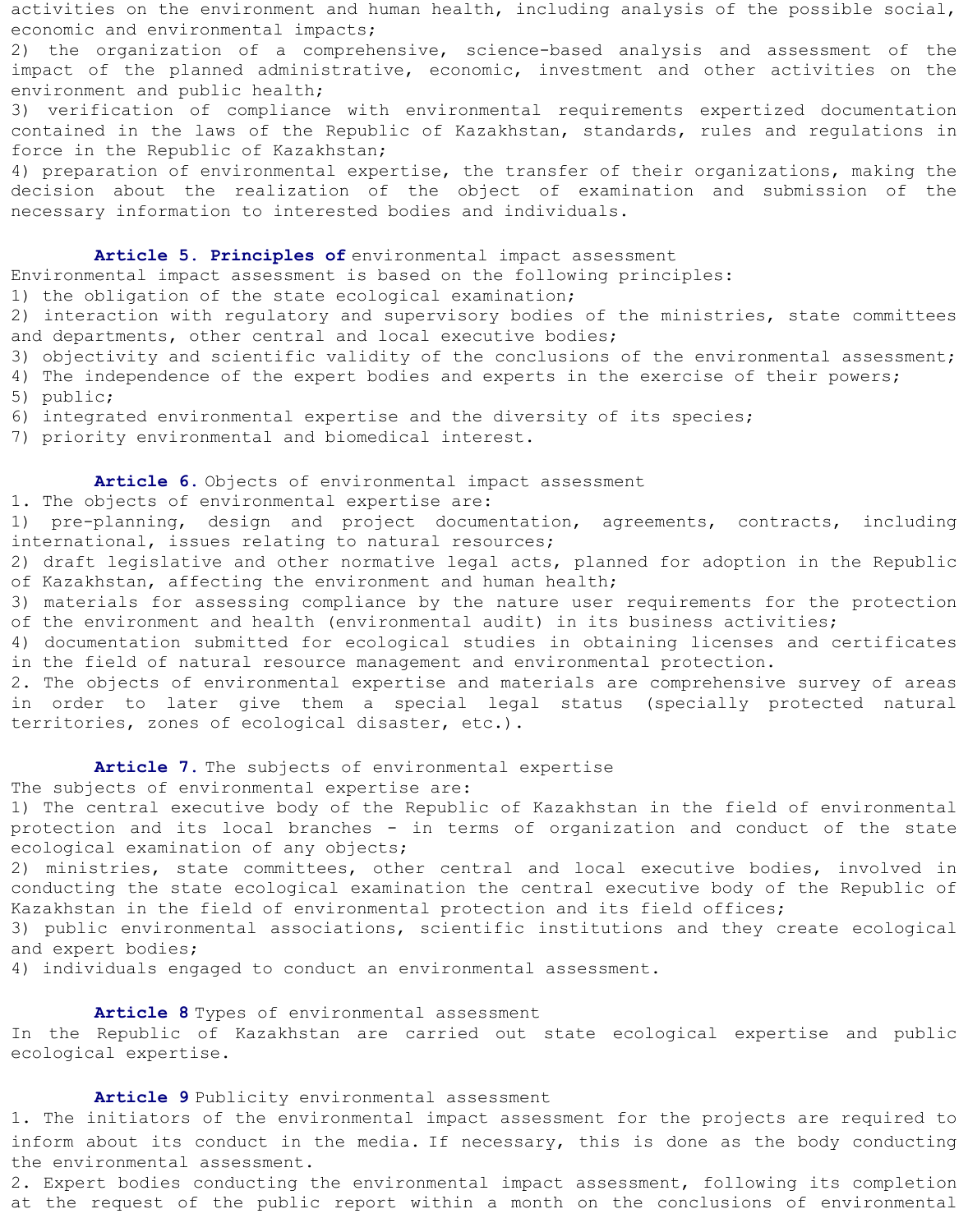activities on the environment and human health, including analysis of the possible social, economic and environmental impacts;

2) the organization of a comprehensive, science-based analysis and assessment of the impact of the planned administrative, economic, investment and other activities on the environment and public health;

3) verification of compliance with environmental requirements expertized documentation contained in the laws of the Republic of Kazakhstan, standards, rules and regulations in force in the Republic of Kazakhstan;

4) preparation of environmental expertise, the transfer of their organizations, making the decision about the realization of the object of examination and submission of the necessary information to interested bodies and individuals.

**Article 5. Principles of** environmental impact assessment

Environmental impact assessment is based on the following principles:

1) the obligation of the state ecological examination;

2) interaction with regulatory and supervisory bodies of the ministries, state committees and departments, other central and local executive bodies;

3) objectivity and scientific validity of the conclusions of the environmental assessment;

4) The independence of the expert bodies and experts in the exercise of their powers;

5) public;

6) integrated environmental expertise and the diversity of its species;

7) priority environmental and biomedical interest.

**Article 6.** Objects of environmental impact assessment

1. The objects of environmental expertise are:

1) pre-planning, design and project documentation, agreements, contracts, including international, issues relating to natural resources;

2) draft legislative and other normative legal acts, planned for adoption in the Republic of Kazakhstan, affecting the environment and human health;

3) materials for assessing compliance by the nature user requirements for the protection of the environment and health (environmental audit) in its business activities;

4) documentation submitted for ecological studies in obtaining licenses and certificates in the field of natural resource management and environmental protection.

2. The objects of environmental expertise and materials are comprehensive survey of areas in order to later give them a special legal status (specially protected natural territories, zones of ecological disaster, etc.).

**Article 7.** The subjects of environmental expertise

The subjects of environmental expertise are:

1) The central executive body of the Republic of Kazakhstan in the field of environmental protection and its local branches - in terms of organization and conduct of the state ecological examination of any objects;

2) ministries, state committees, other central and local executive bodies, involved in conducting the state ecological examination the central executive body of the Republic of Kazakhstan in the field of environmental protection and its field offices;

3) public environmental associations, scientific institutions and they create ecological and expert bodies;

4) individuals engaged to conduct an environmental assessment.

**Article 8** Types of environmental assessment

In the Republic of Kazakhstan are carried out state ecological expertise and public ecological expertise.

**Article 9** Publicity environmental assessment

1. The initiators of the environmental impact assessment for the projects are required to inform about its conduct in the media. If necessary, this is done as the body conducting the environmental assessment.

2. Expert bodies conducting the environmental impact assessment, following its completion at the request of the public report within a month on the conclusions of environmental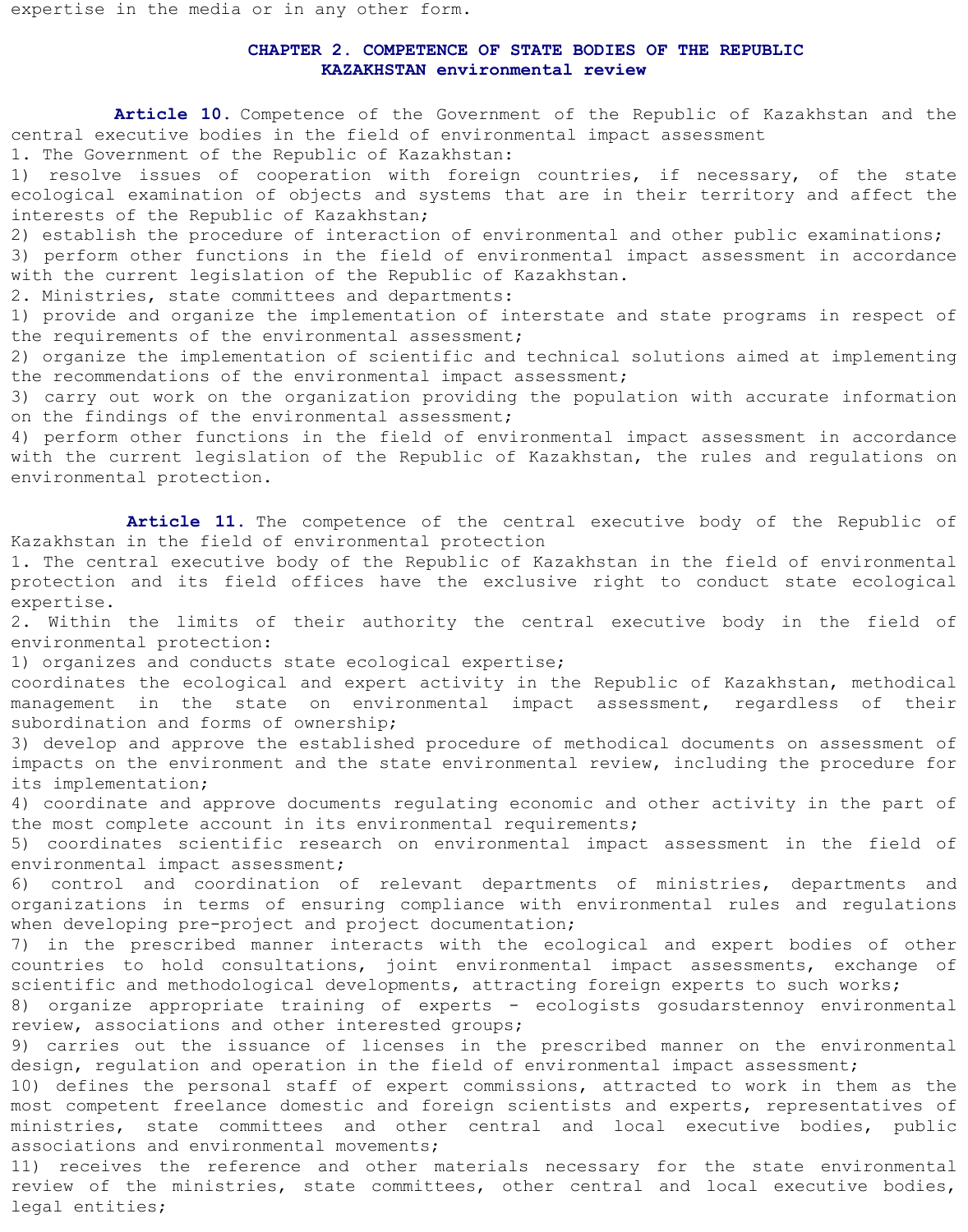expertise in the media or in any other form.

## CHAPTER 2. COMPETENCE OF STATE BODIES OF THE REPUBLIC KAZAKHSTAN environmental review

**Article 10.** Competence of the Government of the Republic of Kazakhstan and the central executive bodies in the field of environmental impact assessment

1. The Government of the Republic of Kazakhstan:

1) resolve issues of cooperation with foreign countries, if necessary, of the state ecological examination of objects and systems that are in their territory and affect the interests of the Republic of Kazakhstan;

2) establish the procedure of interaction of environmental and other public examinations;

3) perform other functions in the field of environmental impact assessment in accordance with the current legislation of the Republic of Kazakhstan.

2. Ministries, state committees and departments:

1) provide and organize the implementation of interstate and state programs in respect of the requirements of the environmental assessment;

2) organize the implementation of scientific and technical solutions aimed at implementing the recommendations of the environmental impact assessment;

3) carry out work on the organization providing the population with accurate information on the findings of the environmental assessment;

4) perform other functions in the field of environmental impact assessment in accordance with the current legislation of the Republic of Kazakhstan, the rules and regulations on environmental protection.

**Article 11.** The competence of the central executive body of the Republic of Kazakhstan in the field of environmental protection

1. The central executive body of the Republic of Kazakhstan in the field of environmental protection and its field offices have the exclusive right to conduct state ecological expertise.

2. Within the limits of their authority the central executive body in the field of environmental protection:

1) organizes and conducts state ecological expertise;

coordinates the ecological and expert activity in the Republic of Kazakhstan, methodical management in the state on environmental impact assessment, regardless of their subordination and forms of ownership;

3) develop and approve the established procedure of methodical documents on assessment of impacts on the environment and the state environmental review, including the procedure for its implementation;

4) coordinate and approve documents regulating economic and other activity in the part of the most complete account in its environmental requirements;

5) coordinates scientific research on environmental impact assessment in the field of environmental impact assessment;

6) control and coordination of relevant departments of ministries, departments and organizations in terms of ensuring compliance with environmental rules and regulations when developing pre-project and project documentation;

7) in the prescribed manner interacts with the ecological and expert bodies of other countries to hold consultations, joint environmental impact assessments, exchange of scientific and methodological developments, attracting foreign experts to such works;

8) organize appropriate training of experts - ecologists gosudarstennoy environmental review, associations and other interested groups;

9) carries out the issuance of licenses in the prescribed manner on the environmental design, regulation and operation in the field of environmental impact assessment;

10) defines the personal staff of expert commissions, attracted to work in them as the most competent freelance domestic and foreign scientists and experts, representatives of ministries, state committees and other central and local executive bodies, public associations and environmental movements;

11) receives the reference and other materials necessary for the state environmental review of the ministries, state committees, other central and local executive bodies, legal entities;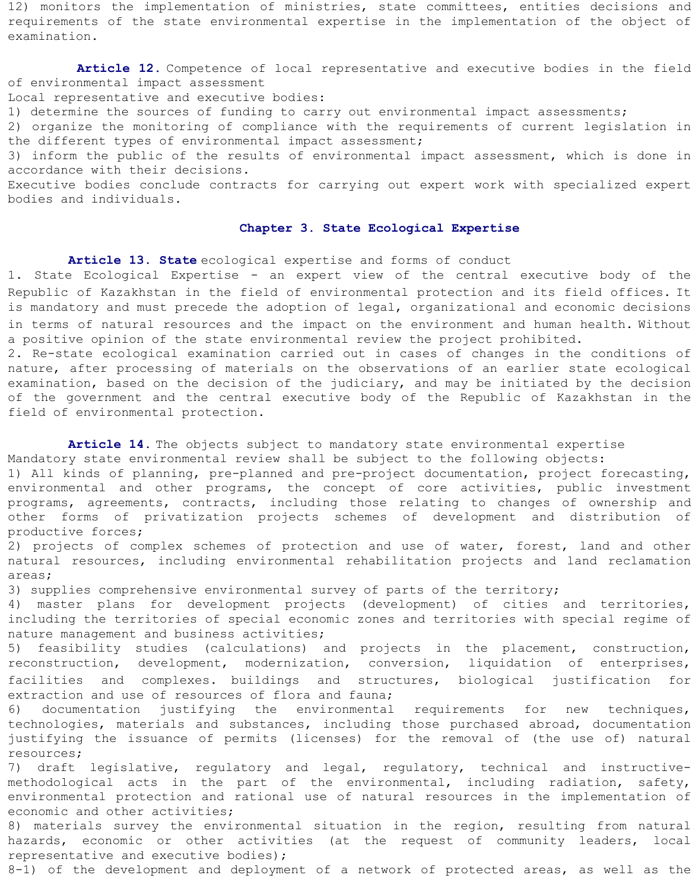12) monitors the implementation of ministries, state committees, entities decisions and requirements of the state environmental expertise in the implementation of the object of examination.

**Article 12.** Competence of local representative and executive bodies in the field of environmental impact assessment

Local representative and executive bodies:

1) determine the sources of funding to carry out environmental impact assessments;
2) organize the monitoring of compliance with the requirements of current legislation in the different types of environmental impact assessment;
3) inform the public of the results of environmental impact assessment, which is done in accordance with their decisions.

Executive bodies conclude contracts for carrying out expert work with specialized expert bodies and individuals.

## Chapter 3. State Ecological Expertise

**Article 13. State** ecological expertise and forms of conduct

1. State Ecological Expertise - an expert view of the central executive body of the Republic of Kazakhstan in the field of environmental protection and its field offices. It is mandatory and must precede the adoption of legal, organizational and economic decisions in terms of natural resources and the impact on the environment and human health. Without a positive opinion of the state environmental review the project prohibited.
2. Re-state ecological examination carried out in cases of changes in the conditions of nature, after processing of materials on the observations of an earlier state ecological examination, based on the decision of the judiciary, and may be initiated by the decision of the government and the central executive body of the Republic of Kazakhstan in the field of environmental protection.

**Article 14.** The objects subject to mandatory state environmental expertise

Mandatory state environmental review shall be subject to the following objects:

1) All kinds of planning, pre-planned and pre-project documentation, project forecasting, environmental and other programs, the concept of core activities, public investment programs, agreements, contracts, including those relating to changes of ownership and other forms of privatization projects schemes of development and distribution of productive forces;
2) projects of complex schemes of protection and use of water, forest, land and other natural resources, including environmental rehabilitation projects and land reclamation areas;
3) supplies comprehensive environmental survey of parts of the territory;
4) master plans for development projects (development) of cities and territories, including the territories of special economic zones and territories with special regime of nature management and business activities;
5) feasibility studies (calculations) and projects in the placement, construction, reconstruction, development, modernization, conversion, liquidation of enterprises, facilities and complexes. buildings and structures, biological justification for extraction and use of resources of flora and fauna;
6) documentation justifying the environmental requirements for new techniques, technologies, materials and substances, including those purchased abroad, documentation justifying the issuance of permits (licenses) for the removal of (the use of) natural resources;
7) draft legislative, regulatory and legal, regulatory, technical and instructive-methodological acts in the part of the environmental, including radiation, safety, environmental protection and rational use of natural resources in the implementation of economic and other activities;
8) materials survey the environmental situation in the region, resulting from natural hazards, economic or other activities (at the request of community leaders, local representative and executive bodies);

8-1) of the development and deployment of a network of protected areas, as well as the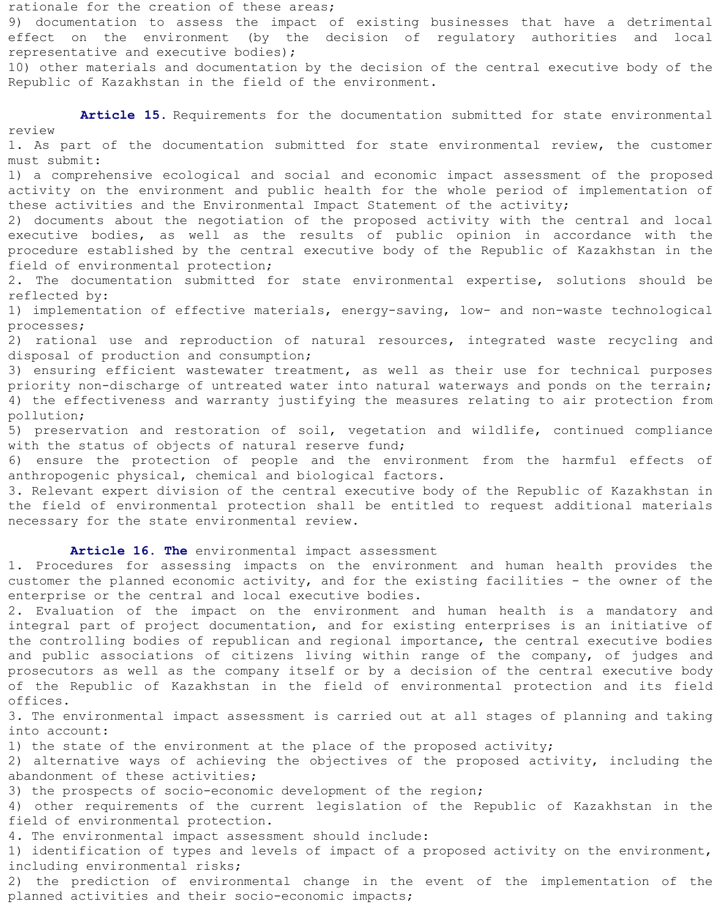rationale for the creation of these areas;

9) documentation to assess the impact of existing businesses that have a detrimental effect on the environment (by the decision of regulatory authorities and local representative and executive bodies);

10) other materials and documentation by the decision of the central executive body of the Republic of Kazakhstan in the field of the environment.

**Article 15.** Requirements for the documentation submitted for state environmental review

1. As part of the documentation submitted for state environmental review, the customer must submit:

1) a comprehensive ecological and social and economic impact assessment of the proposed activity on the environment and public health for the whole period of implementation of these activities and the Environmental Impact Statement of the activity;

2) documents about the negotiation of the proposed activity with the central and local executive bodies, as well as the results of public opinion in accordance with the procedure established by the central executive body of the Republic of Kazakhstan in the field of environmental protection;

2. The documentation submitted for state environmental expertise, solutions should be reflected by:

1) implementation of effective materials, energy-saving, low- and non-waste technological processes;

2) rational use and reproduction of natural resources, integrated waste recycling and disposal of production and consumption;

3) ensuring efficient wastewater treatment, as well as their use for technical purposes priority non-discharge of untreated water into natural waterways and ponds on the terrain;

4) the effectiveness and warranty justifying the measures relating to air protection from pollution;

5) preservation and restoration of soil, vegetation and wildlife, continued compliance with the status of objects of natural reserve fund;

6) ensure the protection of people and the environment from the harmful effects of anthropogenic physical, chemical and biological factors.

3. Relevant expert division of the central executive body of the Republic of Kazakhstan in the field of environmental protection shall be entitled to request additional materials necessary for the state environmental review.

**Article 16. The** environmental impact assessment

1. Procedures for assessing impacts on the environment and human health provides the customer the planned economic activity, and for the existing facilities - the owner of the enterprise or the central and local executive bodies.

2. Evaluation of the impact on the environment and human health is a mandatory and integral part of project documentation, and for existing enterprises is an initiative of the controlling bodies of republican and regional importance, the central executive bodies and public associations of citizens living within range of the company, of judges and prosecutors as well as the company itself or by a decision of the central executive body of the Republic of Kazakhstan in the field of environmental protection and its field offices.

3. The environmental impact assessment is carried out at all stages of planning and taking into account:

1) the state of the environment at the place of the proposed activity;

2) alternative ways of achieving the objectives of the proposed activity, including the abandonment of these activities;

3) the prospects of socio-economic development of the region;

4) other requirements of the current legislation of the Republic of Kazakhstan in the field of environmental protection.

4. The environmental impact assessment should include:

1) identification of types and levels of impact of a proposed activity on the environment, including environmental risks;

2) the prediction of environmental change in the event of the implementation of the planned activities and their socio-economic impacts;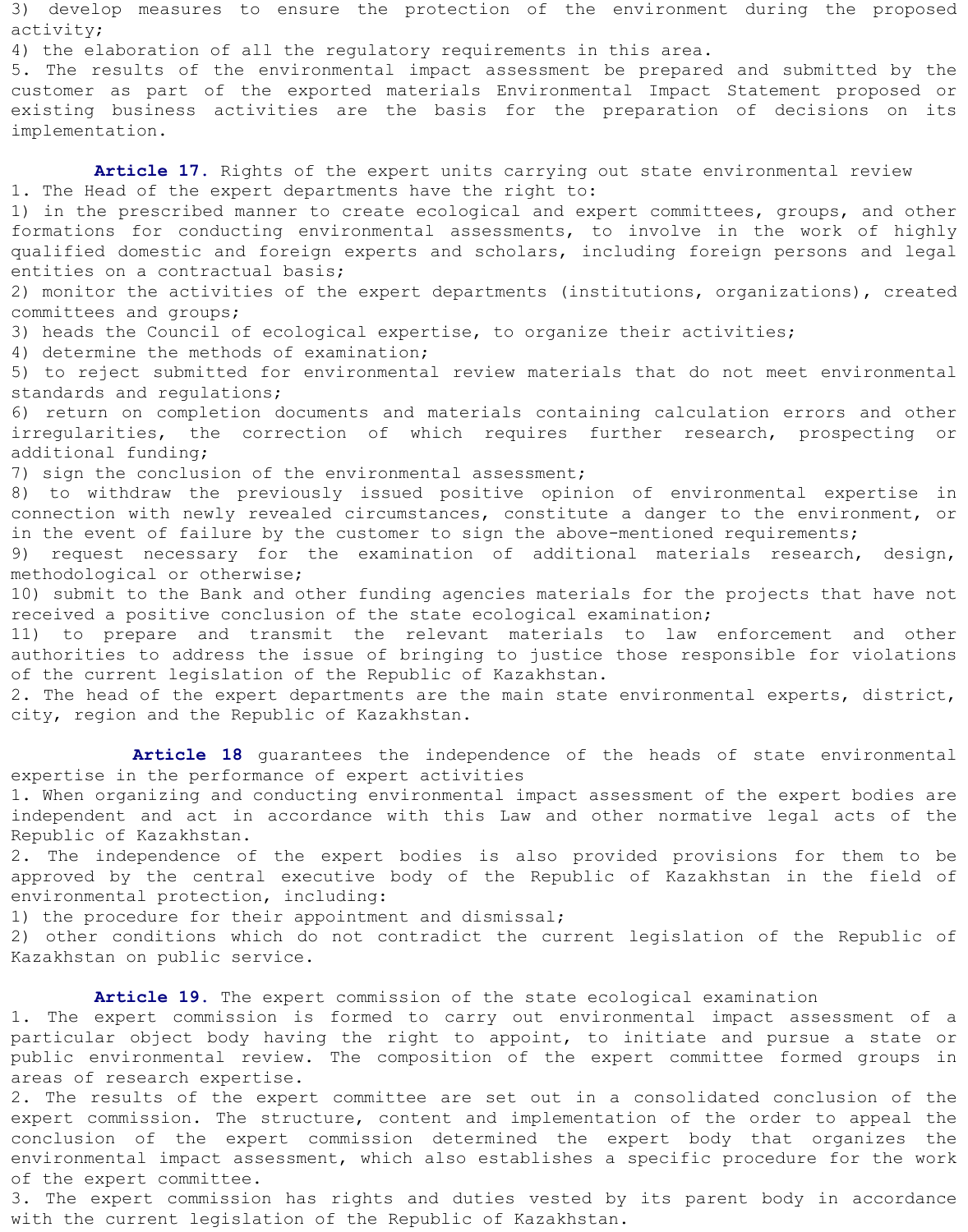3) develop measures to ensure the protection of the environment during the proposed activity;
4) the elaboration of all the regulatory requirements in this area.
5. The results of the environmental impact assessment be prepared and submitted by the customer as part of the exported materials Environmental Impact Statement proposed or existing business activities are the basis for the preparation of decisions on its implementation.

**Article 17.** Rights of the expert units carrying out state environmental review
1. The Head of the expert departments have the right to:
1) in the prescribed manner to create ecological and expert committees, groups, and other formations for conducting environmental assessments, to involve in the work of highly qualified domestic and foreign experts and scholars, including foreign persons and legal entities on a contractual basis;
2) monitor the activities of the expert departments (institutions, organizations), created committees and groups;
3) heads the Council of ecological expertise, to organize their activities;
4) determine the methods of examination;
5) to reject submitted for environmental review materials that do not meet environmental standards and regulations;
6) return on completion documents and materials containing calculation errors and other irregularities, the correction of which requires further research, prospecting or additional funding;
7) sign the conclusion of the environmental assessment;
8) to withdraw the previously issued positive opinion of environmental expertise in connection with newly revealed circumstances, constitute a danger to the environment, or in the event of failure by the customer to sign the above-mentioned requirements;
9) request necessary for the examination of additional materials research, design, methodological or otherwise;
10) submit to the Bank and other funding agencies materials for the projects that have not received a positive conclusion of the state ecological examination;
11) to prepare and transmit the relevant materials to law enforcement and other authorities to address the issue of bringing to justice those responsible for violations of the current legislation of the Republic of Kazakhstan.
2. The head of the expert departments are the main state environmental experts, district, city, region and the Republic of Kazakhstan.

**Article 18** guarantees the independence of the heads of state environmental expertise in the performance of expert activities
1. When organizing and conducting environmental impact assessment of the expert bodies are independent and act in accordance with this Law and other normative legal acts of the Republic of Kazakhstan.
2. The independence of the expert bodies is also provided provisions for them to be approved by the central executive body of the Republic of Kazakhstan in the field of environmental protection, including:
1) the procedure for their appointment and dismissal;
2) other conditions which do not contradict the current legislation of the Republic of Kazakhstan on public service.

**Article 19.** The expert commission of the state ecological examination
1. The expert commission is formed to carry out environmental impact assessment of a particular object body having the right to appoint, to initiate and pursue a state or public environmental review. The composition of the expert committee formed groups in areas of research expertise.
2. The results of the expert committee are set out in a consolidated conclusion of the expert commission. The structure, content and implementation of the order to appeal the conclusion of the expert commission determined the expert body that organizes the environmental impact assessment, which also establishes a specific procedure for the work of the expert committee.
3. The expert commission has rights and duties vested by its parent body in accordance with the current legislation of the Republic of Kazakhstan.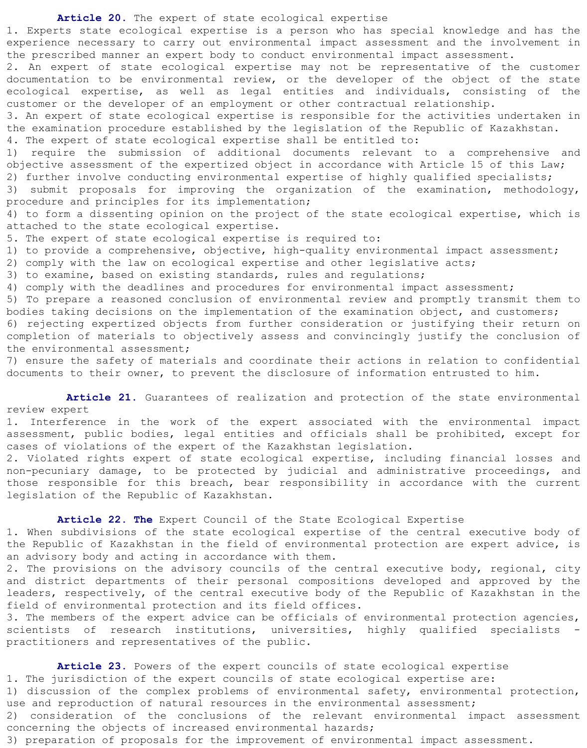**Article 20.** The expert of state ecological expertise

1. Experts state ecological expertise is a person who has special knowledge and has the experience necessary to carry out environmental impact assessment and the involvement in the prescribed manner an expert body to conduct environmental impact assessment.
2. An expert of state ecological expertise may not be representative of the customer documentation to be environmental review, or the developer of the object of the state ecological expertise, as well as legal entities and individuals, consisting of the customer or the developer of an employment or other contractual relationship.
3. An expert of state ecological expertise is responsible for the activities undertaken in the examination procedure established by the legislation of the Republic of Kazakhstan.
4. The expert of state ecological expertise shall be entitled to:
1) require the submission of additional documents relevant to a comprehensive and objective assessment of the expertized object in accordance with Article 15 of this Law;
2) further involve conducting environmental expertise of highly qualified specialists;
3) submit proposals for improving the organization of the examination, methodology, procedure and principles for its implementation;
4) to form a dissenting opinion on the project of the state ecological expertise, which is attached to the state ecological expertise.
5. The expert of state ecological expertise is required to:
1) to provide a comprehensive, objective, high-quality environmental impact assessment;
2) comply with the law on ecological expertise and other legislative acts;
3) to examine, based on existing standards, rules and regulations;
4) comply with the deadlines and procedures for environmental impact assessment;
5) To prepare a reasoned conclusion of environmental review and promptly transmit them to bodies taking decisions on the implementation of the examination object, and customers;
6) rejecting expertized objects from further consideration or justifying their return on completion of materials to objectively assess and convincingly justify the conclusion of the environmental assessment;
7) ensure the safety of materials and coordinate their actions in relation to confidential documents to their owner, to prevent the disclosure of information entrusted to him.

**Article 21.** Guarantees of realization and protection of the state environmental review expert

1. Interference in the work of the expert associated with the environmental impact assessment, public bodies, legal entities and officials shall be prohibited, except for cases of violations of the expert of the Kazakhstan legislation.
2. Violated rights expert of state ecological expertise, including financial losses and non-pecuniary damage, to be protected by judicial and administrative proceedings, and those responsible for this breach, bear responsibility in accordance with the current legislation of the Republic of Kazakhstan.

**Article 22. The** Expert Council of the State Ecological Expertise

1. When subdivisions of the state ecological expertise of the central executive body of the Republic of Kazakhstan in the field of environmental protection are expert advice, is an advisory body and acting in accordance with them.
2. The provisions on the advisory councils of the central executive body, regional, city and district departments of their personal compositions developed and approved by the leaders, respectively, of the central executive body of the Republic of Kazakhstan in the field of environmental protection and its field offices.
3. The members of the expert advice can be officials of environmental protection agencies, scientists of research institutions, universities, highly qualified specialists - practitioners and representatives of the public.

**Article 23.** Powers of the expert councils of state ecological expertise

1. The jurisdiction of the expert councils of state ecological expertise are:
1) discussion of the complex problems of environmental safety, environmental protection, use and reproduction of natural resources in the environmental assessment;
2) consideration of the conclusions of the relevant environmental impact assessment concerning the objects of increased environmental hazards;
3) preparation of proposals for the improvement of environmental impact assessment.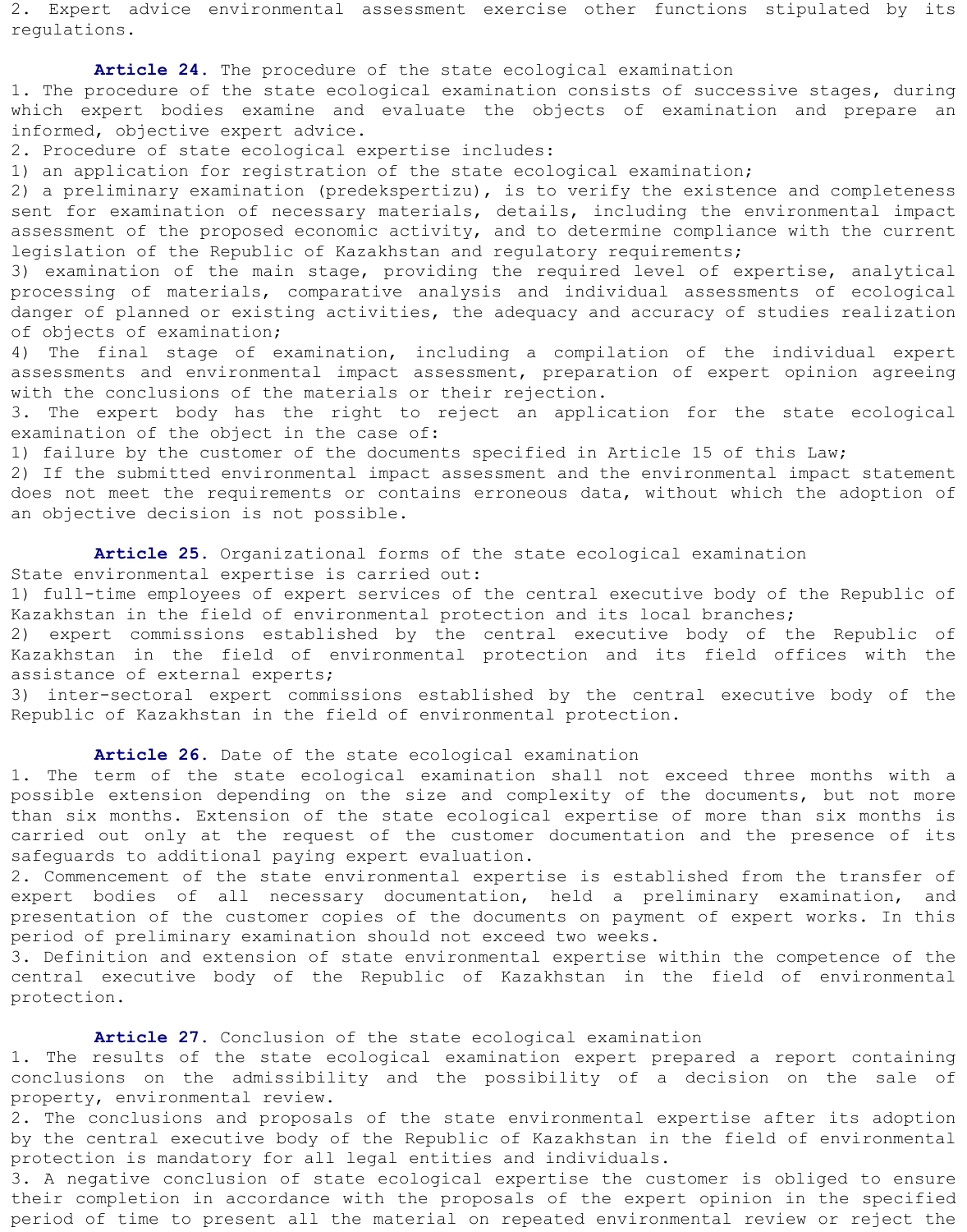2. Expert advice environmental assessment exercise other functions stipulated by its regulations.

**Article 24.** The procedure of the state ecological examination

1. The procedure of the state ecological examination consists of successive stages, during which expert bodies examine and evaluate the objects of examination and prepare an informed, objective expert advice.
2. Procedure of state ecological expertise includes:
1) an application for registration of the state ecological examination;
2) a preliminary examination (predekspertizu), is to verify the existence and completeness sent for examination of necessary materials, details, including the environmental impact assessment of the proposed economic activity, and to determine compliance with the current legislation of the Republic of Kazakhstan and regulatory requirements;
3) examination of the main stage, providing the required level of expertise, analytical processing of materials, comparative analysis and individual assessments of ecological danger of planned or existing activities, the adequacy and accuracy of studies realization of objects of examination;
4) The final stage of examination, including a compilation of the individual expert assessments and environmental impact assessment, preparation of expert opinion agreeing with the conclusions of the materials or their rejection.
3. The expert body has the right to reject an application for the state ecological examination of the object in the case of:
1) failure by the customer of the documents specified in Article 15 of this Law;
2) If the submitted environmental impact assessment and the environmental impact statement does not meet the requirements or contains erroneous data, without which the adoption of an objective decision is not possible.

**Article 25.** Organizational forms of the state ecological examination

State environmental expertise is carried out:
1) full-time employees of expert services of the central executive body of the Republic of Kazakhstan in the field of environmental protection and its local branches;
2) expert commissions established by the central executive body of the Republic of Kazakhstan in the field of environmental protection and its field offices with the assistance of external experts;
3) inter-sectoral expert commissions established by the central executive body of the Republic of Kazakhstan in the field of environmental protection.

**Article 26.** Date of the state ecological examination

1. The term of the state ecological examination shall not exceed three months with a possible extension depending on the size and complexity of the documents, but not more than six months. Extension of the state ecological expertise of more than six months is carried out only at the request of the customer documentation and the presence of its safeguards to additional paying expert evaluation.
2. Commencement of the state environmental expertise is established from the transfer of expert bodies of all necessary documentation, held a preliminary examination, and presentation of the customer copies of the documents on payment of expert works. In this period of preliminary examination should not exceed two weeks.
3. Definition and extension of state environmental expertise within the competence of the central executive body of the Republic of Kazakhstan in the field of environmental protection.

**Article 27.** Conclusion of the state ecological examination

1. The results of the state ecological examination expert prepared a report containing conclusions on the admissibility and the possibility of a decision on the sale of property, environmental review.
2. The conclusions and proposals of the state environmental expertise after its adoption by the central executive body of the Republic of Kazakhstan in the field of environmental protection is mandatory for all legal entities and individuals.
3. A negative conclusion of state ecological expertise the customer is obliged to ensure their completion in accordance with the proposals of the expert opinion in the specified period of time to present all the material on repeated environmental review or reject the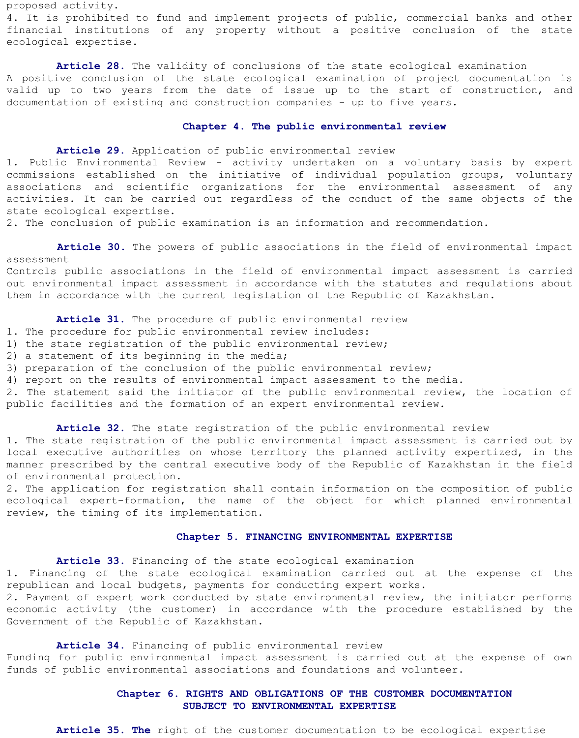proposed activity.
4. It is prohibited to fund and implement projects of public, commercial banks and other financial institutions of any property without a positive conclusion of the state ecological expertise.

**Article 28.** The validity of conclusions of the state ecological examination
A positive conclusion of the state ecological examination of project documentation is valid up to two years from the date of issue up to the start of construction, and documentation of existing and construction companies - up to five years.

## Chapter 4. The public environmental review

**Article 29.** Application of public environmental review
1. Public Environmental Review - activity undertaken on a voluntary basis by expert commissions established on the initiative of individual population groups, voluntary associations and scientific organizations for the environmental assessment of any activities. It can be carried out regardless of the conduct of the same objects of the state ecological expertise.
2. The conclusion of public examination is an information and recommendation.

**Article 30.** The powers of public associations in the field of environmental impact assessment
Controls public associations in the field of environmental impact assessment is carried out environmental impact assessment in accordance with the statutes and regulations about them in accordance with the current legislation of the Republic of Kazakhstan.

**Article 31.** The procedure of public environmental review
1. The procedure for public environmental review includes:
1) the state registration of the public environmental review;
2) a statement of its beginning in the media;
3) preparation of the conclusion of the public environmental review;
4) report on the results of environmental impact assessment to the media.
2. The statement said the initiator of the public environmental review, the location of public facilities and the formation of an expert environmental review.

**Article 32.** The state registration of the public environmental review
1. The state registration of the public environmental impact assessment is carried out by local executive authorities on whose territory the planned activity expertized, in the manner prescribed by the central executive body of the Republic of Kazakhstan in the field of environmental protection.
2. The application for registration shall contain information on the composition of public ecological expert-formation, the name of the object for which planned environmental review, the timing of its implementation.

## Chapter 5. FINANCING ENVIRONMENTAL EXPERTISE

**Article 33.** Financing of the state ecological examination
1. Financing of the state ecological examination carried out at the expense of the republican and local budgets, payments for conducting expert works.
2. Payment of expert work conducted by state environmental review, the initiator performs economic activity (the customer) in accordance with the procedure established by the Government of the Republic of Kazakhstan.

**Article 34.** Financing of public environmental review
Funding for public environmental impact assessment is carried out at the expense of own funds of public environmental associations and foundations and volunteer.

## Chapter 6. RIGHTS AND OBLIGATIONS OF THE CUSTOMER DOCUMENTATION SUBJECT TO ENVIRONMENTAL EXPERTISE

**Article 35. The** right of the customer documentation to be ecological expertise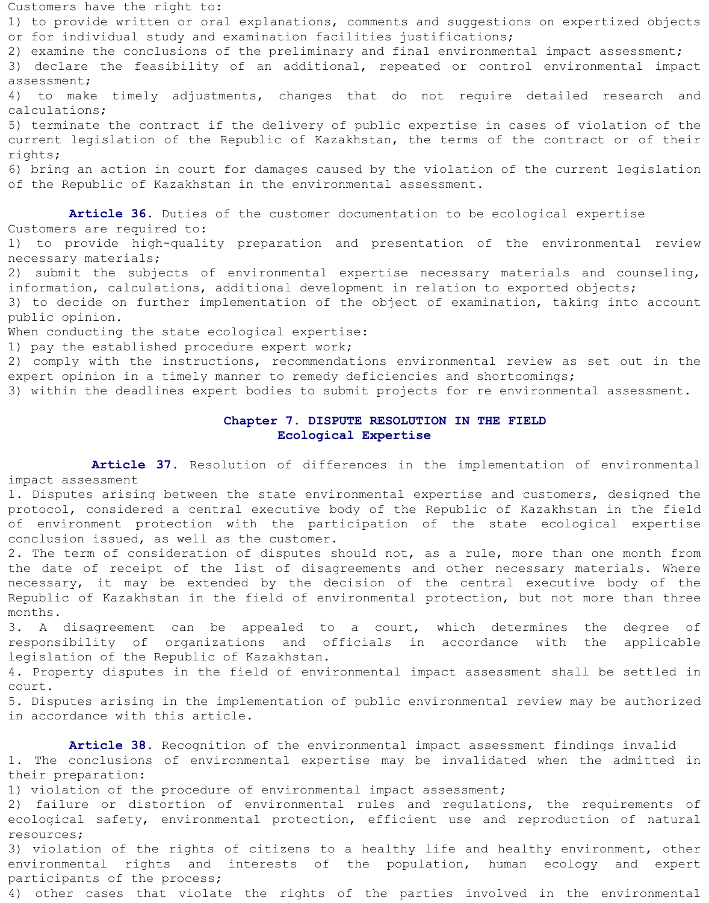Customers have the right to:
1) to provide written or oral explanations, comments and suggestions on expertized objects or for individual study and examination facilities justifications;
2) examine the conclusions of the preliminary and final environmental impact assessment;
3) declare the feasibility of an additional, repeated or control environmental impact assessment;
4) to make timely adjustments, changes that do not require detailed research and calculations;
5) terminate the contract if the delivery of public expertise in cases of violation of the current legislation of the Republic of Kazakhstan, the terms of the contract or of their rights;
6) bring an action in court for damages caused by the violation of the current legislation of the Republic of Kazakhstan in the environmental assessment.

**Article 36.** Duties of the customer documentation to be ecological expertise
Customers are required to:
1) to provide high-quality preparation and presentation of the environmental review necessary materials;
2) submit the subjects of environmental expertise necessary materials and counseling, information, calculations, additional development in relation to exported objects;
3) to decide on further implementation of the object of examination, taking into account public opinion.
When conducting the state ecological expertise:
1) pay the established procedure expert work;
2) comply with the instructions, recommendations environmental review as set out in the expert opinion in a timely manner to remedy deficiencies and shortcomings;
3) within the deadlines expert bodies to submit projects for re environmental assessment.

## Chapter 7. DISPUTE RESOLUTION IN THE FIELD Ecological Expertise

**Article 37.** Resolution of differences in the implementation of environmental impact assessment
1. Disputes arising between the state environmental expertise and customers, designed the protocol, considered a central executive body of the Republic of Kazakhstan in the field of environment protection with the participation of the state ecological expertise conclusion issued, as well as the customer.
2. The term of consideration of disputes should not, as a rule, more than one month from the date of receipt of the list of disagreements and other necessary materials. Where necessary, it may be extended by the decision of the central executive body of the Republic of Kazakhstan in the field of environmental protection, but not more than three months.
3. A disagreement can be appealed to a court, which determines the degree of responsibility of organizations and officials in accordance with the applicable legislation of the Republic of Kazakhstan.
4. Property disputes in the field of environmental impact assessment shall be settled in court.
5. Disputes arising in the implementation of public environmental review may be authorized in accordance with this article.

**Article 38.** Recognition of the environmental impact assessment findings invalid
1. The conclusions of environmental expertise may be invalidated when the admitted in their preparation:
1) violation of the procedure of environmental impact assessment;
2) failure or distortion of environmental rules and regulations, the requirements of ecological safety, environmental protection, efficient use and reproduction of natural resources;
3) violation of the rights of citizens to a healthy life and healthy environment, other environmental rights and interests of the population, human ecology and expert participants of the process;
4) other cases that violate the rights of the parties involved in the environmental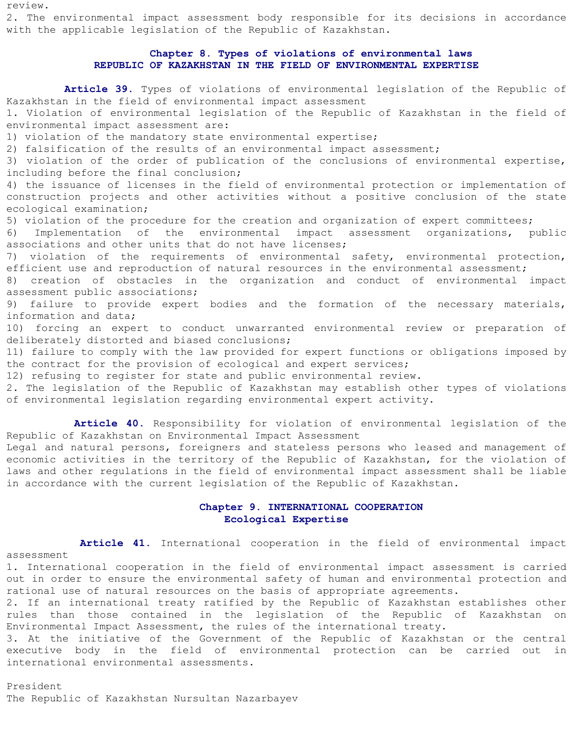review.
2. The environmental impact assessment body responsible for its decisions in accordance with the applicable legislation of the Republic of Kazakhstan.

## Chapter 8. Types of violations of environmental laws REPUBLIC OF KAZAKHSTAN IN THE FIELD OF ENVIRONMENTAL EXPERTISE

**Article 39.** Types of violations of environmental legislation of the Republic of Kazakhstan in the field of environmental impact assessment

1. Violation of environmental legislation of the Republic of Kazakhstan in the field of environmental impact assessment are:
1) violation of the mandatory state environmental expertise;
2) falsification of the results of an environmental impact assessment;
3) violation of the order of publication of the conclusions of environmental expertise, including before the final conclusion;
4) the issuance of licenses in the field of environmental protection or implementation of construction projects and other activities without a positive conclusion of the state ecological examination;
5) violation of the procedure for the creation and organization of expert committees;
6) Implementation of the environmental impact assessment organizations, public associations and other units that do not have licenses;
7) violation of the requirements of environmental safety, environmental protection, efficient use and reproduction of natural resources in the environmental assessment;
8) creation of obstacles in the organization and conduct of environmental impact assessment public associations;
9) failure to provide expert bodies and the formation of the necessary materials, information and data;
10) forcing an expert to conduct unwarranted environmental review or preparation of deliberately distorted and biased conclusions;
11) failure to comply with the law provided for expert functions or obligations imposed by the contract for the provision of ecological and expert services;
12) refusing to register for state and public environmental review.
2. The legislation of the Republic of Kazakhstan may establish other types of violations of environmental legislation regarding environmental expert activity.

**Article 40.** Responsibility for violation of environmental legislation of the Republic of Kazakhstan on Environmental Impact Assessment

Legal and natural persons, foreigners and stateless persons who leased and management of economic activities in the territory of the Republic of Kazakhstan, for the violation of laws and other regulations in the field of environmental impact assessment shall be liable in accordance with the current legislation of the Republic of Kazakhstan.

## Chapter 9. INTERNATIONAL COOPERATION Ecological Expertise

**Article 41.** International cooperation in the field of environmental impact assessment

1. International cooperation in the field of environmental impact assessment is carried out in order to ensure the environmental safety of human and environmental protection and rational use of natural resources on the basis of appropriate agreements.
2. If an international treaty ratified by the Republic of Kazakhstan establishes other rules than those contained in the legislation of the Republic of Kazakhstan on Environmental Impact Assessment, the rules of the international treaty.
3. At the initiative of the Government of the Republic of Kazakhstan or the central executive body in the field of environmental protection can be carried out in international environmental assessments.

President
The Republic of Kazakhstan Nursultan Nazarbayev